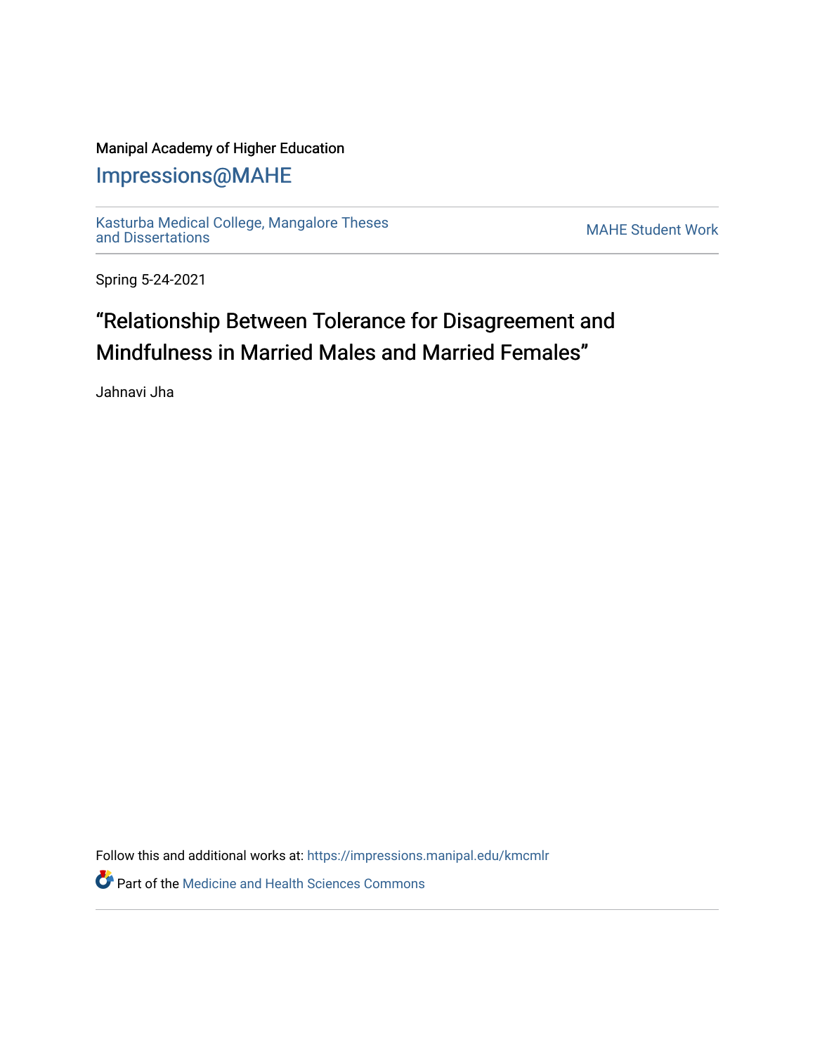Manipal Academy of Higher Education

# Impressions@MAHE

Kasturba Medical College, Mangalore Theses and Dissertations

MAHE Student Work

Spring 5-24-2021

## “Relationship Between Tolerance for Disagreement and Mindfulness in Married Males and Married Females”

Jahnavi Jha

Follow this and additional works at: https://impressions.manipal.edu/kmcmlr

Part of the Medicine and Health Sciences Commons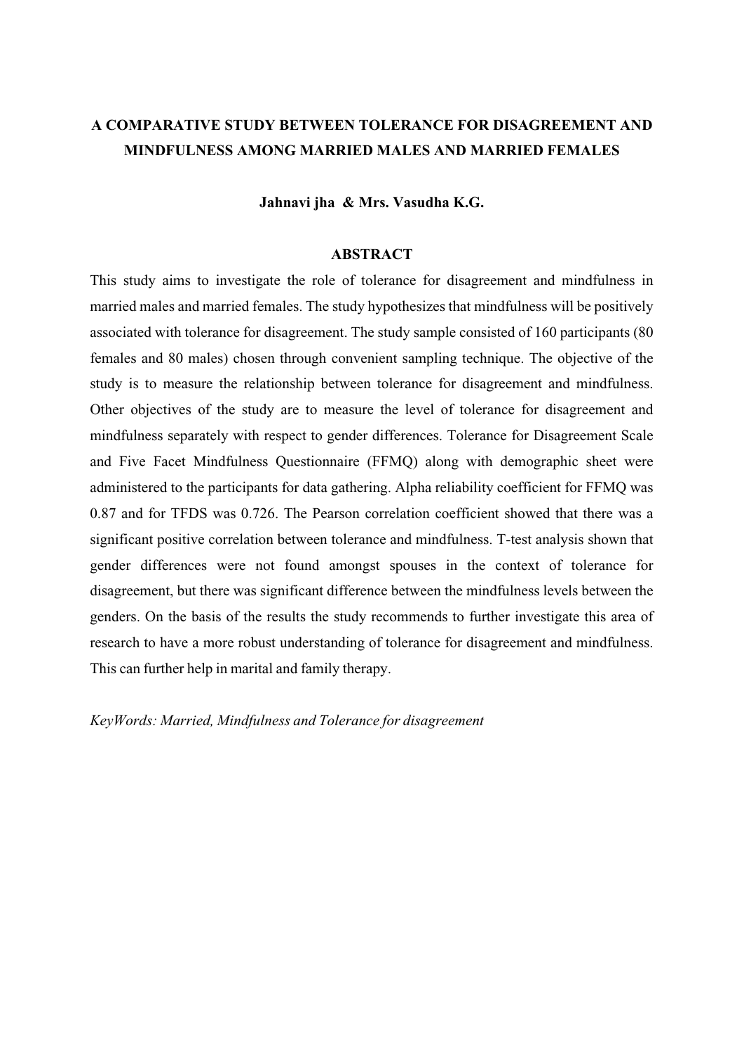# A COMPARATIVE STUDY BETWEEN TOLERANCE FOR DISAGREEMENT AND MINDFULNESS AMONG MARRIED MALES AND MARRIED FEMALES

**Jahnavi jha & Mrs. Vasudha K.G.**

## ABSTRACT

This study aims to investigate the role of tolerance for disagreement and mindfulness in married males and married females. The study hypothesizes that mindfulness will be positively associated with tolerance for disagreement. The study sample consisted of 160 participants (80 females and 80 males) chosen through convenient sampling technique. The objective of the study is to measure the relationship between tolerance for disagreement and mindfulness. Other objectives of the study are to measure the level of tolerance for disagreement and mindfulness separately with respect to gender differences. Tolerance for Disagreement Scale and Five Facet Mindfulness Questionnaire (FFMQ) along with demographic sheet were administered to the participants for data gathering. Alpha reliability coefficient for FFMQ was 0.87 and for TFDS was 0.726. The Pearson correlation coefficient showed that there was a significant positive correlation between tolerance and mindfulness. T-test analysis shown that gender differences were not found amongst spouses in the context of tolerance for disagreement, but there was significant difference between the mindfulness levels between the genders. On the basis of the results the study recommends to further investigate this area of research to have a more robust understanding of tolerance for disagreement and mindfulness. This can further help in marital and family therapy.

*KeyWords: Married, Mindfulness and Tolerance for disagreement*